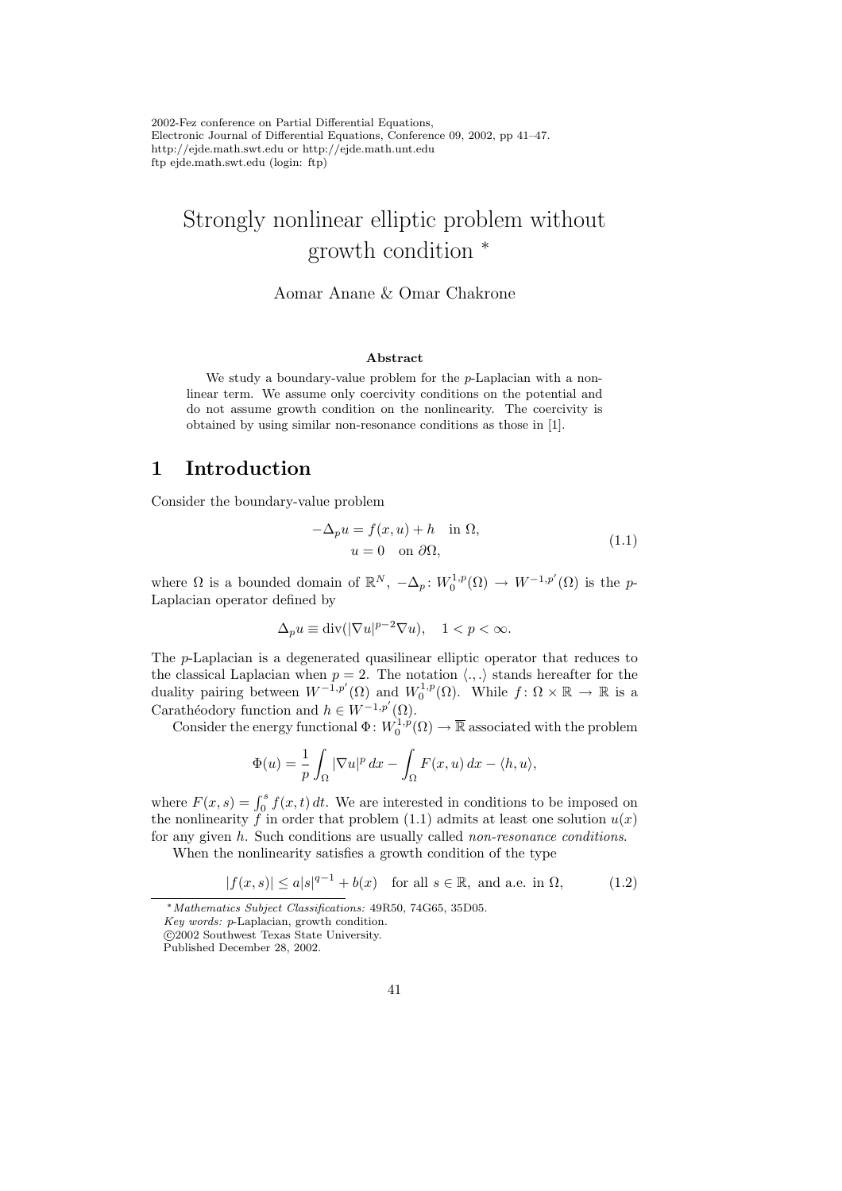# Strongly nonlinear elliptic problem without growth condition *

Aomar Anane & Omar Chakrone

### Abstract

We study a boundary-value problem for the $p$-Laplacian with a nonlinear term. We assume only coercivity conditions on the potential and do not assume growth condition on the nonlinearity. The coercivity is obtained by using similar non-resonance conditions as those in [1].

## 1 Introduction

Consider the boundary-value problem

$$
\begin{aligned}
-\Delta_p u = f(x,u) + h \quad \text{in } \Omega, \\
u = 0 \quad \text{on } \partial\Omega,
\end{aligned}
\tag{1.1}
$$

where $\Omega$ is a bounded domain of $\mathbb{R}^N$, $-\Delta_p \colon W_0^{1,p}(\Omega) \to W^{-1,p'}(\Omega)$ is the $p$-Laplacian operator defined by

$$
\Delta_p u \equiv \operatorname{div}(|\nabla u|^{p-2}\nabla u), \quad 1 < p < \infty.
$$

The $p$-Laplacian is a degenerated quasilinear elliptic operator that reduces to the classical Laplacian when $p = 2$. The notation $\langle .,. \rangle$ stands hereafter for the duality pairing between $W^{-1,p'}(\Omega)$ and $W_0^{1,p}(\Omega)$. While $f \colon \Omega \times \mathbb{R} \to \mathbb{R}$ is a Carathéodory function and $h \in W^{-1,p'}(\Omega)$.

Consider the energy functional $\Phi \colon W_0^{1,p}(\Omega) \to \overline{\mathbb{R}}$ associated with the problem

$$
\Phi(u) = \frac{1}{p}\int_\Omega |\nabla u|^p \, dx - \int_\Omega F(x,u)\, dx - \langle h, u\rangle,
$$

where $F(x,s) = \int_0^s f(x,t)\, dt$. We are interested in conditions to be imposed on the nonlinearity $f$ in order that problem (1.1) admits at least one solution $u(x)$ for any given $h$. Such conditions are usually called *non-resonance conditions*.

When the nonlinearity satisfies a growth condition of the type

$$
|f(x,s)| \le a|s|^{q-1} + b(x) \quad \text{for all } s \in \mathbb{R}, \text{ and a.e. in } \Omega, \tag{1.2}
$$

---

* *Mathematics Subject Classifications:* 49R50, 74G65, 35D05.  
*Key words:* $p$-Laplacian, growth condition.  
©2002 Southwest Texas State University.  
Published December 28, 2002.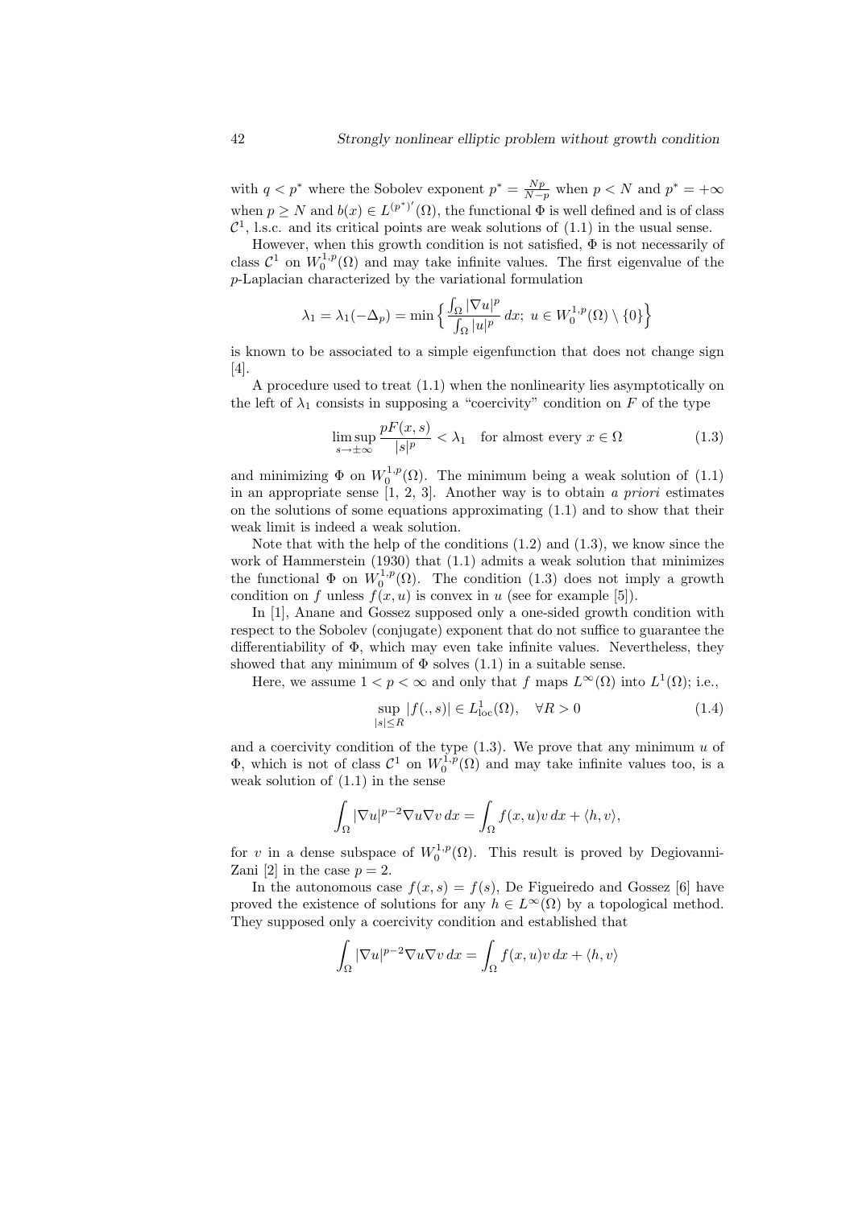with $q < p^*$ where the Sobolev exponent $p^* = \frac{Np}{N-p}$ when $p < N$ and $p^* = +\infty$ when $p \geq N$ and $b(x) \in L^{(p^*)'}(\Omega)$, the functional $\Phi$ is well defined and is of class $\mathcal{C}^1$, l.s.c. and its critical points are weak solutions of (1.1) in the usual sense.

However, when this growth condition is not satisfied, $\Phi$ is not necessarily of class $\mathcal{C}^1$ on $W_0^{1,p}(\Omega)$ and may take infinite values. The first eigenvalue of the $p$-Laplacian characterized by the variational formulation

$$\lambda_1 = \lambda_1(-\Delta_p) = \min\Big\{ \frac{\int_\Omega |\nabla u|^p}{\int_\Omega |u|^p}\, dx;\ u \in W_0^{1,p}(\Omega) \setminus \{0\}\Big\}$$

is known to be associated to a simple eigenfunction that does not change sign [4].

A procedure used to treat (1.1) when the nonlinearity lies asymptotically on the left of $\lambda_1$ consists in supposing a "coercivity" condition on $F$ of the type

$$\limsup_{s\to\pm\infty} \frac{pF(x,s)}{|s|^p} < \lambda_1 \quad \text{for almost every } x \in \Omega \tag{1.3}$$

and minimizing $\Phi$ on $W_0^{1,p}(\Omega)$. The minimum being a weak solution of (1.1) in an appropriate sense [1, 2, 3]. Another way is to obtain *a priori* estimates on the solutions of some equations approximating (1.1) and to show that their weak limit is indeed a weak solution.

Note that with the help of the conditions (1.2) and (1.3), we know since the work of Hammerstein (1930) that (1.1) admits a weak solution that minimizes the functional $\Phi$ on $W_0^{1,p}(\Omega)$. The condition (1.3) does not imply a growth condition on $f$ unless $f(x,u)$ is convex in $u$ (see for example [5]).

In [1], Anane and Gossez supposed only a one-sided growth condition with respect to the Sobolev (conjugate) exponent that do not suffice to guarantee the differentiability of $\Phi$, which may even take infinite values. Nevertheless, they showed that any minimum of $\Phi$ solves (1.1) in a suitable sense.

Here, we assume $1 < p < \infty$ and only that $f$ maps $L^\infty(\Omega)$ into $L^1(\Omega)$; i.e.,

$$\sup_{|s|\leq R} |f(.,s)| \in L^1_{\text{loc}}(\Omega), \quad \forall R > 0 \tag{1.4}$$

and a coercivity condition of the type (1.3). We prove that any minimum $u$ of $\Phi$, which is not of class $\mathcal{C}^1$ on $W_0^{1,p}(\Omega)$ and may take infinite values too, is a weak solution of (1.1) in the sense

$$\int_\Omega |\nabla u|^{p-2}\nabla u \nabla v\, dx = \int_\Omega f(x,u)v\, dx + \langle h, v\rangle,$$

for $v$ in a dense subspace of $W_0^{1,p}(\Omega)$. This result is proved by Degiovanni-Zani [2] in the case $p = 2$.

In the autonomous case $f(x,s) = f(s)$, De Figueiredo and Gossez [6] have proved the existence of solutions for any $h \in L^\infty(\Omega)$ by a topological method. They supposed only a coercivity condition and established that

$$\int_\Omega |\nabla u|^{p-2}\nabla u \nabla v\, dx = \int_\Omega f(x,u)v\, dx + \langle h, v\rangle$$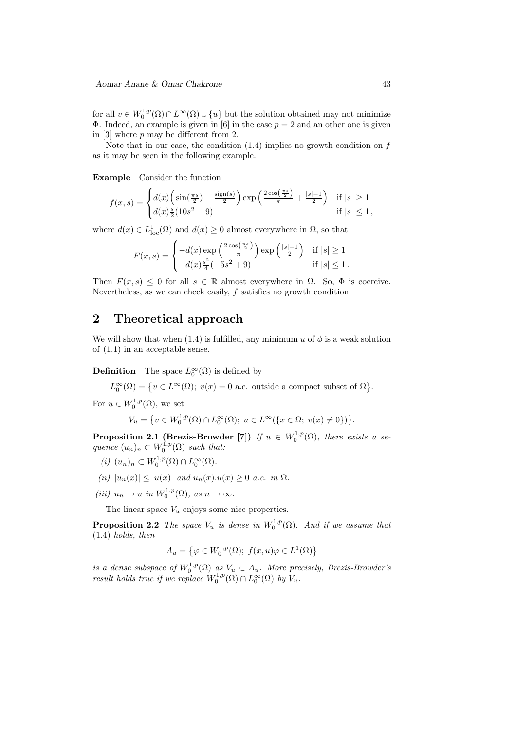for all $v \in W_0^{1,p}(\Omega) \cap L^\infty(\Omega) \cup \{u\}$ but the solution obtained may not minimize $\Phi$. Indeed, an example is given in [6] in the case $p = 2$ and an other one is given in [3] where $p$ may be different from 2.

Note that in our case, the condition (1.4) implies no growth condition on $f$ as it may be seen in the following example.

**Example** Consider the function

$$f(x,s) = \begin{cases} d(x)\Big(\sin(\frac{\pi s}{2}) - \frac{\text{sign}(s)}{2}\Big)\exp\Big(\frac{2\cos\left(\frac{\pi s}{2}\right)}{\pi} + \frac{|s|-1}{2}\Big) & \text{if } |s| \geq 1 \\ d(x)\frac{s}{2}(10s^2 - 9) & \text{if } |s| \leq 1\,, \end{cases}$$

where $d(x) \in L^1_{\text{loc}}(\Omega)$ and $d(x) \geq 0$ almost everywhere in $\Omega$, so that

$$F(x,s) = \begin{cases} -d(x)\exp\Big(\frac{2\cos\left(\frac{\pi s}{2}\right)}{\pi}\Big)\exp\Big(\frac{|s|-1}{2}\Big) & \text{if } |s| \geq 1 \\ -d(x)\frac{s^2}{4}(-5s^2 + 9) & \text{if } |s| \leq 1\,. \end{cases}$$

Then $F(x,s) \leq 0$ for all $s \in \mathbb{R}$ almost everywhere in $\Omega$. So, $\Phi$ is coercive. Nevertheless, as we can check easily, $f$ satisfies no growth condition.

## 2 Theoretical approach

We will show that when (1.4) is fulfilled, any minimum $u$ of $\phi$ is a weak solution of (1.1) in an acceptable sense.

**Definition** The space $L_0^\infty(\Omega)$ is defined by

$$L_0^\infty(\Omega) = \big\{v \in L^\infty(\Omega);\ v(x) = 0 \text{ a.e. outside a compact subset of } \Omega\big\}.$$

For $u \in W_0^{1,p}(\Omega)$, we set

$$V_u = \big\{v \in W_0^{1,p}(\Omega) \cap L_0^\infty(\Omega);\ u \in L^\infty(\{x \in \Omega;\ v(x) \neq 0\})\big\}.$$

**Proposition 2.1 (Brezis-Browder [7])** *If $u \in W_0^{1,p}(\Omega)$, there exists a sequence $(u_n)_n \subset W_0^{1,p}(\Omega)$ such that:*

*(i) $(u_n)_n \subset W_0^{1,p}(\Omega) \cap L_0^\infty(\Omega)$.*

*(ii) $|u_n(x)| \leq |u(x)|$ and $u_n(x).u(x) \geq 0$ a.e. in $\Omega$.*

*(iii) $u_n \to u$ in $W_0^{1,p}(\Omega)$, as $n \to \infty$.*

The linear space $V_u$ enjoys some nice properties.

**Proposition 2.2** *The space $V_u$ is dense in $W_0^{1,p}(\Omega)$. And if we assume that (1.4) holds, then*

$$A_u = \big\{\varphi \in W_0^{1,p}(\Omega);\ f(x,u)\varphi \in L^1(\Omega)\big\}$$

*is a dense subspace of $W_0^{1,p}(\Omega)$ as $V_u \subset A_u$. More precisely, Brezis-Browder's result holds true if we replace $W_0^{1,p}(\Omega) \cap L_0^\infty(\Omega)$ by $V_u$.*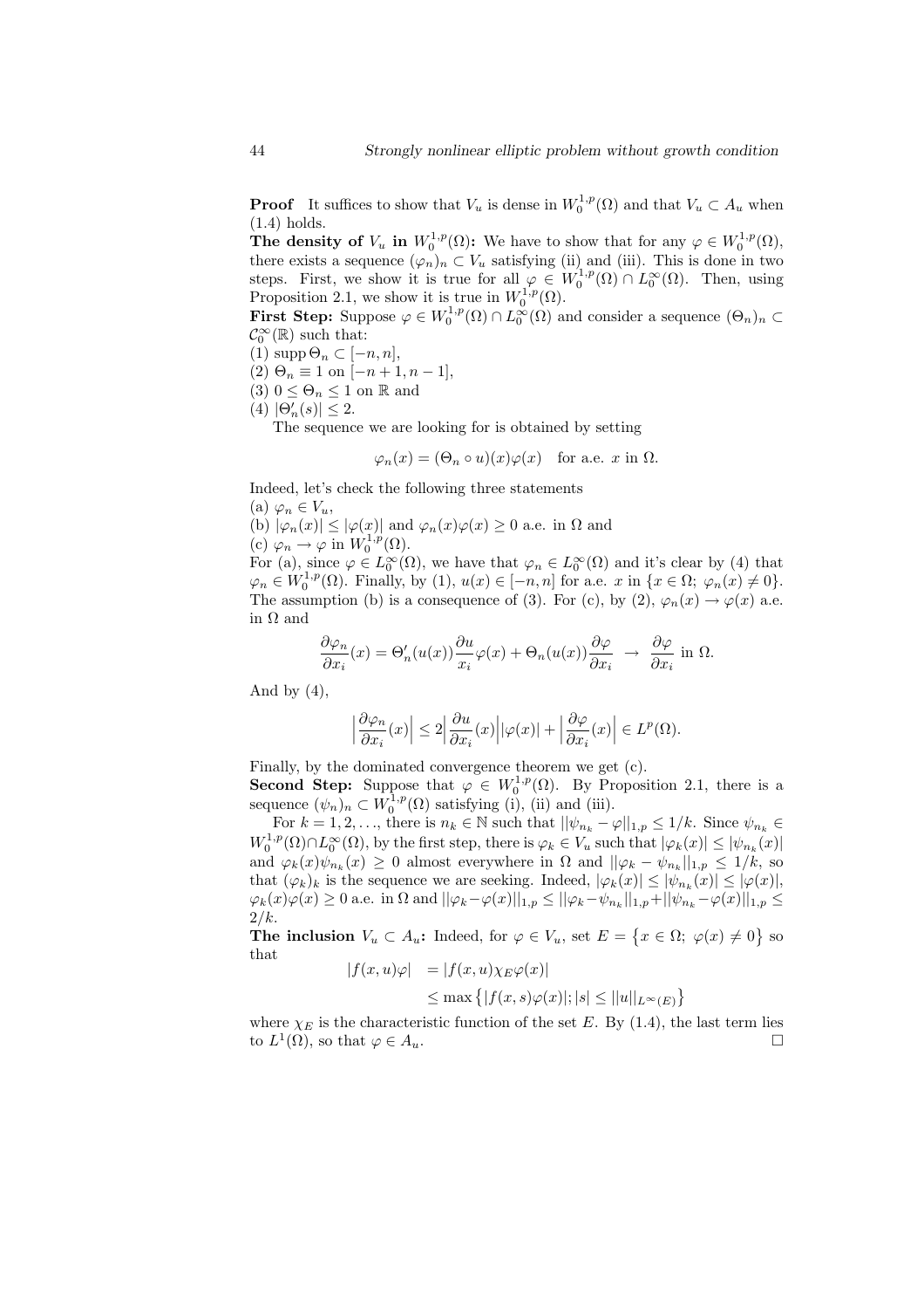**Proof** It suffices to show that $V_u$ is dense in $W_0^{1,p}(\Omega)$ and that $V_u \subset A_u$ when (1.4) holds.

**The density of $V_u$ in $W_0^{1,p}(\Omega)$:** We have to show that for any $\varphi \in W_0^{1,p}(\Omega)$, there exists a sequence $(\varphi_n)_n \subset V_u$ satisfying (ii) and (iii). This is done in two steps. First, we show it is true for all $\varphi \in W_0^{1,p}(\Omega) \cap L_0^\infty(\Omega)$. Then, using Proposition 2.1, we show it is true in $W_0^{1,p}(\Omega)$.

**First Step:** Suppose $\varphi \in W_0^{1,p}(\Omega) \cap L_0^\infty(\Omega)$ and consider a sequence $(\Theta_n)_n \subset \mathcal{C}_0^\infty(\mathbb{R})$ such that:

(1) $\operatorname{supp} \Theta_n \subset [-n, n]$,
(2) $\Theta_n \equiv 1$ on $[-n+1, n-1]$,
(3) $0 \leq \Theta_n \leq 1$ on $\mathbb{R}$ and
(4) $|\Theta_n'(s)| \leq 2$.

The sequence we are looking for is obtained by setting

$$\varphi_n(x) = (\Theta_n \circ u)(x)\varphi(x) \quad \text{for a.e. } x \text{ in } \Omega.$$

Indeed, let's check the following three statements

(a) $\varphi_n \in V_u$,
(b) $|\varphi_n(x)| \leq |\varphi(x)|$ and $\varphi_n(x)\varphi(x) \geq 0$ a.e. in $\Omega$ and
(c) $\varphi_n \to \varphi$ in $W_0^{1,p}(\Omega)$.

For (a), since $\varphi \in L_0^\infty(\Omega)$, we have that $\varphi_n \in L_0^\infty(\Omega)$ and it's clear by (4) that $\varphi_n \in W_0^{1,p}(\Omega)$. Finally, by (1), $u(x) \in [-n, n]$ for a.e. $x$ in $\{x \in \Omega;\ \varphi_n(x) \neq 0\}$. The assumption (b) is a consequence of (3). For (c), by (2), $\varphi_n(x) \to \varphi(x)$ a.e. in $\Omega$ and

$$\frac{\partial \varphi_n}{\partial x_i}(x) = \Theta_n'(u(x))\frac{\partial u}{x_i}\varphi(x) + \Theta_n(u(x))\frac{\partial \varphi}{\partial x_i} \ \to \ \frac{\partial \varphi}{\partial x_i} \text{ in } \Omega.$$

And by (4),

$$\Big|\frac{\partial \varphi_n}{\partial x_i}(x)\Big| \leq 2\Big|\frac{\partial u}{\partial x_i}(x)\Big||\varphi(x)| + \Big|\frac{\partial \varphi}{\partial x_i}(x)\Big| \in L^p(\Omega).$$

Finally, by the dominated convergence theorem we get (c).

**Second Step:** Suppose that $\varphi \in W_0^{1,p}(\Omega)$. By Proposition 2.1, there is a sequence $(\psi_n)_n \subset W_0^{1,p}(\Omega)$ satisfying (i), (ii) and (iii).

For $k = 1, 2, \ldots$, there is $n_k \in \mathbb{N}$ such that $||\psi_{n_k} - \varphi||_{1,p} \leq 1/k$. Since $\psi_{n_k} \in W_0^{1,p}(\Omega) \cap L_0^\infty(\Omega)$, by the first step, there is $\varphi_k \in V_u$ such that $|\varphi_k(x)| \leq |\psi_{n_k}(x)|$ and $\varphi_k(x)\psi_{n_k}(x) \geq 0$ almost everywhere in $\Omega$ and $||\varphi_k - \psi_{n_k}||_{1,p} \leq 1/k$, so that $(\varphi_k)_k$ is the sequence we are seeking. Indeed, $|\varphi_k(x)| \leq |\psi_{n_k}(x)| \leq |\varphi(x)|$, $\varphi_k(x)\varphi(x) \geq 0$ a.e. in $\Omega$ and $||\varphi_k - \varphi(x)||_{1,p} \leq ||\varphi_k - \psi_{n_k}||_{1,p} + ||\psi_{n_k} - \varphi(x)||_{1,p} \leq 2/k$.

**The inclusion $V_u \subset A_u$:** Indeed, for $\varphi \in V_u$, set $E = \{x \in \Omega;\ \varphi(x) \neq 0\}$ so that

$$\begin{aligned} |f(x,u)\varphi| &= |f(x,u)\chi_E \varphi(x)| \\ &\leq \max\{|f(x,s)\varphi(x)|; |s| \leq ||u||_{L^\infty(E)}\} \end{aligned}$$

where $\chi_E$ is the characteristic function of the set $E$. By (1.4), the last term lies to $L^1(\Omega)$, so that $\varphi \in A_u$. $\square$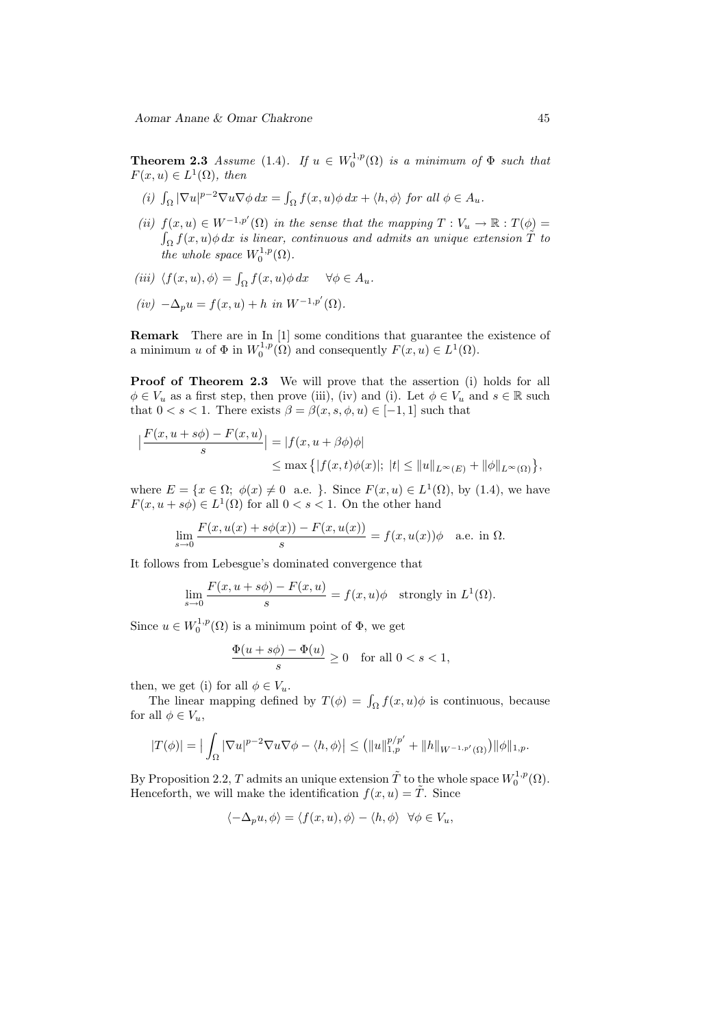**Theorem 2.3** *Assume* (1.4). *If* $u \in W_0^{1,p}(\Omega)$ *is a minimum of* $\Phi$ *such that* $F(x,u) \in L^1(\Omega)$, *then*

*(i)* $\int_\Omega |\nabla u|^{p-2}\nabla u \nabla \phi \, dx = \int_\Omega f(x,u)\phi \, dx + \langle h, \phi\rangle$ *for all* $\phi \in A_u$.

*(ii)* $f(x,u) \in W^{-1,p'}(\Omega)$ *in the sense that the mapping* $T : V_u \to \mathbb{R} : T(\phi) = \int_\Omega f(x,u)\phi \, dx$ *is linear, continuous and admits an unique extension* $\tilde{T}$ *to the whole space* $W_0^{1,p}(\Omega)$.

*(iii)* $\langle f(x,u), \phi\rangle = \int_\Omega f(x,u)\phi \, dx \quad \forall \phi \in A_u$.

*(iv)* $-\Delta_p u = f(x,u) + h$ *in* $W^{-1,p'}(\Omega)$.

**Remark** There are in In [1] some conditions that guarantee the existence of a minimum $u$ of $\Phi$ in $W_0^{1,p}(\Omega)$ and consequently $F(x,u) \in L^1(\Omega)$.

**Proof of Theorem 2.3** We will prove that the assertion (i) holds for all $\phi \in V_u$ as a first step, then prove (iii), (iv) and (i). Let $\phi \in V_u$ and $s \in \mathbb{R}$ such that $0 < s < 1$. There exists $\beta = \beta(x, s, \phi, u) \in [-1, 1]$ such that

$$\Big|\frac{F(x, u + s\phi) - F(x,u)}{s}\Big| = |f(x, u + \beta\phi)\phi| \leq \max\big\{|f(x,t)\phi(x)|;\ |t| \leq \|u\|_{L^\infty(E)} + \|\phi\|_{L^\infty(\Omega)}\big\},$$

where $E = \{x \in \Omega;\ \phi(x) \neq 0 \text{ a.e. }\}$. Since $F(x,u) \in L^1(\Omega)$, by (1.4), we have $F(x, u + s\phi) \in L^1(\Omega)$ for all $0 < s < 1$. On the other hand

$$\lim_{s\to 0} \frac{F(x, u(x) + s\phi(x)) - F(x, u(x))}{s} = f(x, u(x))\phi \quad \text{a.e. in } \Omega.$$

It follows from Lebesgue's dominated convergence that

$$\lim_{s\to 0} \frac{F(x, u + s\phi) - F(x,u)}{s} = f(x,u)\phi \quad \text{strongly in } L^1(\Omega).$$

Since $u \in W_0^{1,p}(\Omega)$ is a minimum point of $\Phi$, we get

$$\frac{\Phi(u + s\phi) - \Phi(u)}{s} \geq 0 \quad \text{for all } 0 < s < 1,$$

then, we get (i) for all $\phi \in V_u$.

The linear mapping defined by $T(\phi) = \int_\Omega f(x,u)\phi$ is continuous, because for all $\phi \in V_u$,

$$|T(\phi)| = \Big|\int_\Omega |\nabla u|^{p-2}\nabla u \nabla\phi - \langle h, \phi\rangle\Big| \leq \big(\|u\|_{1,p}^{p/p'} + \|h\|_{W^{-1,p'}(\Omega)}\big)\|\phi\|_{1,p}.$$

By Proposition 2.2, $T$ admits an unique extension $\tilde{T}$ to the whole space $W_0^{1,p}(\Omega)$. Henceforth, we will make the identification $f(x,u) = \tilde{T}$. Since

$$\langle -\Delta_p u, \phi\rangle = \langle f(x,u), \phi\rangle - \langle h, \phi\rangle \ \ \forall \phi \in V_u,$$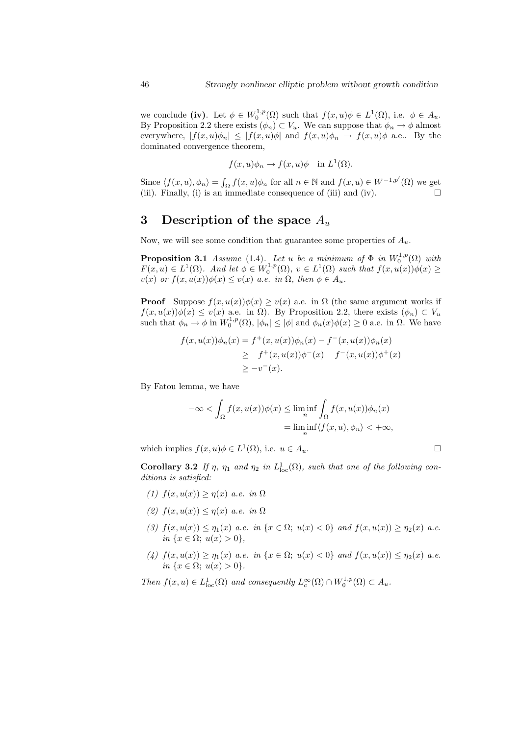we conclude **(iv)**. Let $\phi \in W_0^{1,p}(\Omega)$ such that $f(x,u)\phi \in L^1(\Omega)$, i.e. $\phi \in A_u$. By Proposition 2.2 there exists $(\phi_n) \subset V_u$. We can suppose that $\phi_n \to \phi$ almost everywhere, $|f(x,u)\phi_n| \leq |f(x,u)\phi|$ and $f(x,u)\phi_n \to f(x,u)\phi$ a.e.. By the dominated convergence theorem,

$$f(x,u)\phi_n \to f(x,u)\phi \quad \text{in } L^1(\Omega).$$

Since $\langle f(x,u), \phi_n \rangle = \int_\Omega f(x,u)\phi_n$ for all $n \in \mathbb{N}$ and $f(x,u) \in W^{-1,p'}(\Omega)$ we get (iii). Finally, (i) is an immediate consequence of (iii) and (iv). $\square$

## 3 Description of the space $A_u$

Now, we will see some condition that guarantee some properties of $A_u$.

**Proposition 3.1** *Assume* (1.4). *Let $u$ be a minimum of $\Phi$ in $W_0^{1,p}(\Omega)$ with $F(x,u) \in L^1(\Omega)$. And let $\phi \in W_0^{1,p}(\Omega)$, $v \in L^1(\Omega)$ such that $f(x,u(x))\phi(x) \geq v(x)$ or $f(x,u(x))\phi(x) \leq v(x)$ a.e. in $\Omega$, then $\phi \in A_u$.*

**Proof** Suppose $f(x,u(x))\phi(x) \geq v(x)$ a.e. in $\Omega$ (the same argument works if $f(x,u(x))\phi(x) \leq v(x)$ a.e. in $\Omega$). By Proposition 2.2, there exists $(\phi_n) \subset V_u$ such that $\phi_n \to \phi$ in $W_0^{1,p}(\Omega)$, $|\phi_n| \leq |\phi|$ and $\phi_n(x)\phi(x) \geq 0$ a.e. in $\Omega$. We have

$$\begin{aligned} f(x,u(x))\phi_n(x) &= f^+(x,u(x))\phi_n(x) - f^-(x,u(x))\phi_n(x) \\ &\geq -f^+(x,u(x))\phi^-(x) - f^-(x,u(x))\phi^+(x) \\ &\geq -v^-(x). \end{aligned}$$

By Fatou lemma, we have

$$\begin{aligned} -\infty < \int_\Omega f(x,u(x))\phi(x) &\leq \liminf_n \int_\Omega f(x,u(x))\phi_n(x) \\ &= \liminf_n \langle f(x,u), \phi_n \rangle < +\infty, \end{aligned}$$

which implies $f(x,u)\phi \in L^1(\Omega)$, i.e. $u \in A_u$. $\square$

**Corollary 3.2** *If $\eta$, $\eta_1$ and $\eta_2$ in $L^1_{\mathrm{loc}}(\Omega)$, such that one of the following conditions is satisfied:*

*(1) $f(x,u(x)) \geq \eta(x)$ a.e. in $\Omega$*

*(2) $f(x,u(x)) \leq \eta(x)$ a.e. in $\Omega$*

*(3) $f(x,u(x)) \leq \eta_1(x)$ a.e. in $\{x \in \Omega;\ u(x) < 0\}$ and $f(x,u(x)) \geq \eta_2(x)$ a.e. in $\{x \in \Omega;\ u(x) > 0\}$,*

*(4) $f(x,u(x)) \geq \eta_1(x)$ a.e. in $\{x \in \Omega;\ u(x) < 0\}$ and $f(x,u(x)) \leq \eta_2(x)$ a.e. in $\{x \in \Omega;\ u(x) > 0\}$.*

*Then $f(x,u) \in L^1_{\mathrm{loc}}(\Omega)$ and consequently $L^\infty_c(\Omega) \cap W_0^{1,p}(\Omega) \subset A_u$.*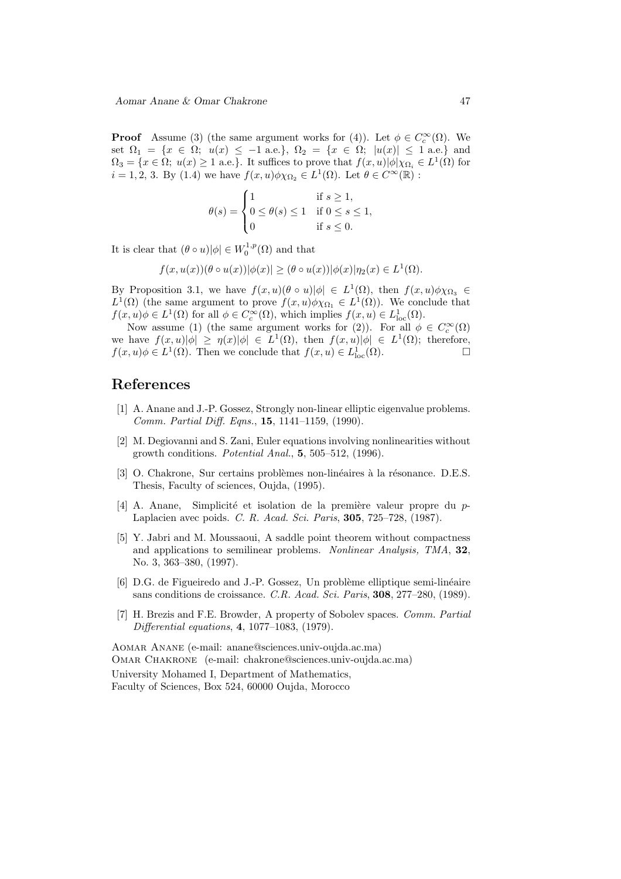**Proof** Assume (3) (the same argument works for (4)). Let $\phi \in C_c^\infty(\Omega)$. We set $\Omega_1 = \{x \in \Omega;\ u(x) \leq -1 \text{ a.e.}\}$, $\Omega_2 = \{x \in \Omega;\ |u(x)| \leq 1 \text{ a.e.}\}$ and $\Omega_3 = \{x \in \Omega;\ u(x) \geq 1 \text{ a.e.}\}$. It suffices to prove that $f(x,u)|\phi|\chi_{\Omega_i} \in L^1(\Omega)$ for $i = 1, 2, 3$. By (1.4) we have $f(x,u)\phi\chi_{\Omega_2} \in L^1(\Omega)$. Let $\theta \in C^\infty(\mathbb{R})$ :

$$\theta(s) = \begin{cases} 1 & \text{if } s \geq 1, \\ 0 \leq \theta(s) \leq 1 & \text{if } 0 \leq s \leq 1, \\ 0 & \text{if } s \leq 0. \end{cases}$$

It is clear that $(\theta \circ u)|\phi| \in W_0^{1,p}(\Omega)$ and that

$$f(x,u(x))(\theta \circ u(x))|\phi(x)| \geq (\theta \circ u(x))|\phi(x)|\eta_2(x) \in L^1(\Omega).$$

By Proposition 3.1, we have $f(x,u)(\theta \circ u)|\phi| \in L^1(\Omega)$, then $f(x,u)\phi\chi_{\Omega_3} \in L^1(\Omega)$ (the same argument to prove $f(x,u)\phi\chi_{\Omega_1} \in L^1(\Omega)$). We conclude that $f(x,u)\phi \in L^1(\Omega)$ for all $\phi \in C_c^\infty(\Omega)$, which implies $f(x,u) \in L^1_{\text{loc}}(\Omega)$.

Now assume (1) (the same argument works for (2)). For all $\phi \in C_c^\infty(\Omega)$ we have $f(x,u)|\phi| \geq \eta(x)|\phi| \in L^1(\Omega)$, then $f(x,u)|\phi| \in L^1(\Omega)$; therefore, $f(x,u)\phi \in L^1(\Omega)$. Then we conclude that $f(x,u) \in L^1_{\text{loc}}(\Omega)$. □

# References

[1] A. Anane and J.-P. Gossez, Strongly non-linear elliptic eigenvalue problems. *Comm. Partial Diff. Eqns.*, **15**, 1141–1159, (1990).

[2] M. Degiovanni and S. Zani, Euler equations involving nonlinearities without growth conditions. *Potential Anal.*, **5**, 505–512, (1996).

[3] O. Chakrone, Sur certains problèmes non-linéaires à la résonance. D.E.S. Thesis, Faculty of sciences, Oujda, (1995).

[4] A. Anane, Simplicité et isolation de la première valeur propre du $p$-Laplacien avec poids. *C. R. Acad. Sci. Paris*, **305**, 725–728, (1987).

[5] Y. Jabri and M. Moussaoui, A saddle point theorem without compactness and applications to semilinear problems. *Nonlinear Analysis, TMA*, **32**, No. 3, 363–380, (1997).

[6] D.G. de Figueiredo and J.-P. Gossez, Un problème elliptique semi-linéaire sans conditions de croissance. *C.R. Acad. Sci. Paris*, **308**, 277–280, (1989).

[7] H. Brezis and F.E. Browder, A property of Sobolev spaces. *Comm. Partial Differential equations*, **4**, 1077–1083, (1979).

Aomar Anane (e-mail: anane@sciences.univ-oujda.ac.ma)
Omar Chakrone (e-mail: chakrone@sciences.univ-oujda.ac.ma)
University Mohamed I, Department of Mathematics,
Faculty of Sciences, Box 524, 60000 Oujda, Morocco